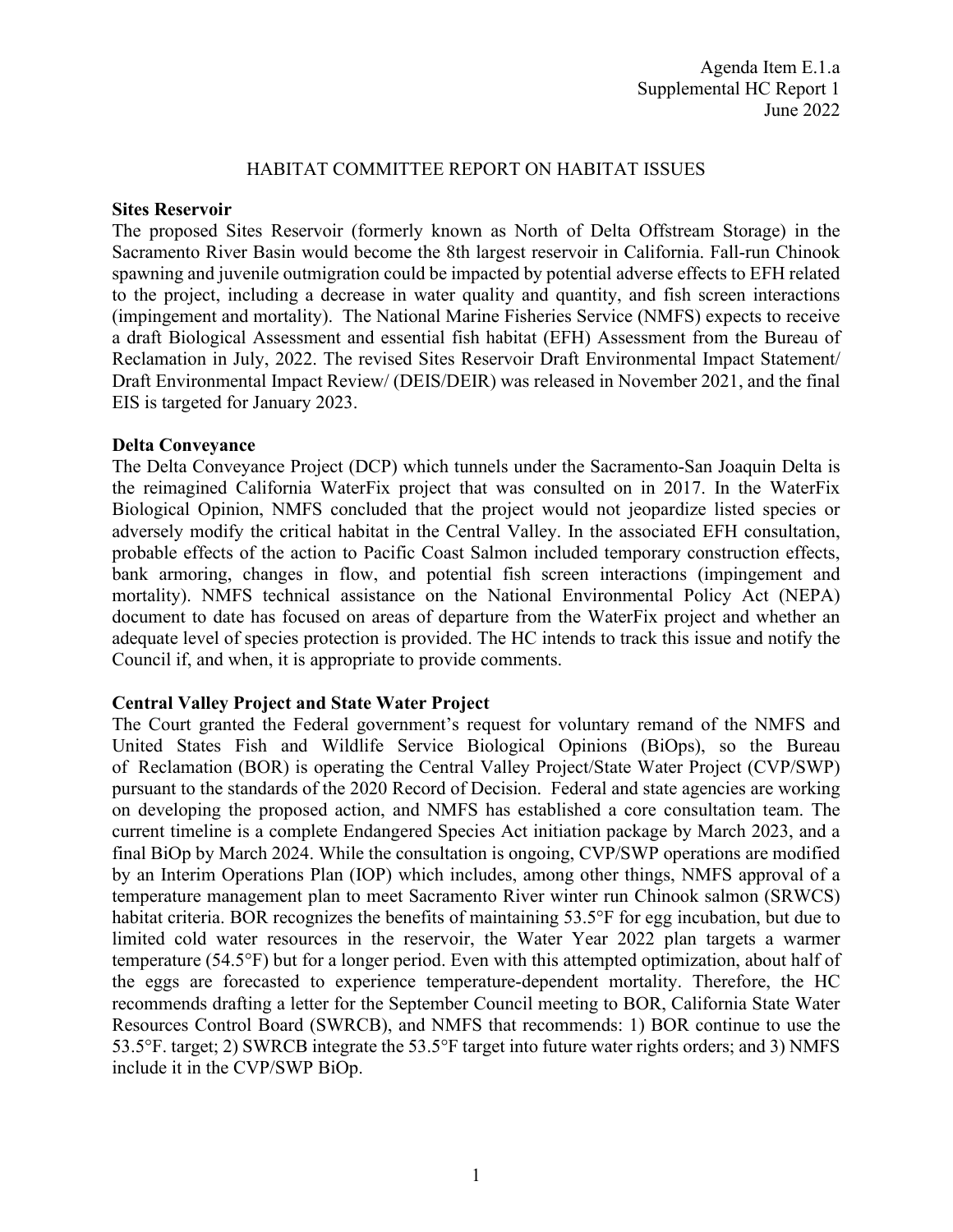Agenda Item E.1.a
Supplemental HC Report 1
June 2022

# HABITAT COMMITTEE REPORT ON HABITAT ISSUES

**Sites Reservoir**

The proposed Sites Reservoir (formerly known as North of Delta Offstream Storage) in the Sacramento River Basin would become the 8th largest reservoir in California. Fall-run Chinook spawning and juvenile outmigration could be impacted by potential adverse effects to EFH related to the project, including a decrease in water quality and quantity, and fish screen interactions (impingement and mortality). The National Marine Fisheries Service (NMFS) expects to receive a draft Biological Assessment and essential fish habitat (EFH) Assessment from the Bureau of Reclamation in July, 2022. The revised Sites Reservoir Draft Environmental Impact Statement/ Draft Environmental Impact Review/ (DEIS/DEIR) was released in November 2021, and the final EIS is targeted for January 2023.

**Delta Conveyance**

The Delta Conveyance Project (DCP) which tunnels under the Sacramento-San Joaquin Delta is the reimagined California WaterFix project that was consulted on in 2017. In the WaterFix Biological Opinion, NMFS concluded that the project would not jeopardize listed species or adversely modify the critical habitat in the Central Valley. In the associated EFH consultation, probable effects of the action to Pacific Coast Salmon included temporary construction effects, bank armoring, changes in flow, and potential fish screen interactions (impingement and mortality). NMFS technical assistance on the National Environmental Policy Act (NEPA) document to date has focused on areas of departure from the WaterFix project and whether an adequate level of species protection is provided. The HC intends to track this issue and notify the Council if, and when, it is appropriate to provide comments.

**Central Valley Project and State Water Project**

The Court granted the Federal government's request for voluntary remand of the NMFS and United States Fish and Wildlife Service Biological Opinions (BiOps), so the Bureau of Reclamation (BOR) is operating the Central Valley Project/State Water Project (CVP/SWP) pursuant to the standards of the 2020 Record of Decision. Federal and state agencies are working on developing the proposed action, and NMFS has established a core consultation team. The current timeline is a complete Endangered Species Act initiation package by March 2023, and a final BiOp by March 2024. While the consultation is ongoing, CVP/SWP operations are modified by an Interim Operations Plan (IOP) which includes, among other things, NMFS approval of a temperature management plan to meet Sacramento River winter run Chinook salmon (SRWCS) habitat criteria. BOR recognizes the benefits of maintaining 53.5°F for egg incubation, but due to limited cold water resources in the reservoir, the Water Year 2022 plan targets a warmer temperature (54.5°F) but for a longer period. Even with this attempted optimization, about half of the eggs are forecasted to experience temperature-dependent mortality. Therefore, the HC recommends drafting a letter for the September Council meeting to BOR, California State Water Resources Control Board (SWRCB), and NMFS that recommends: 1) BOR continue to use the 53.5°F. target; 2) SWRCB integrate the 53.5°F target into future water rights orders; and 3) NMFS include it in the CVP/SWP BiOp.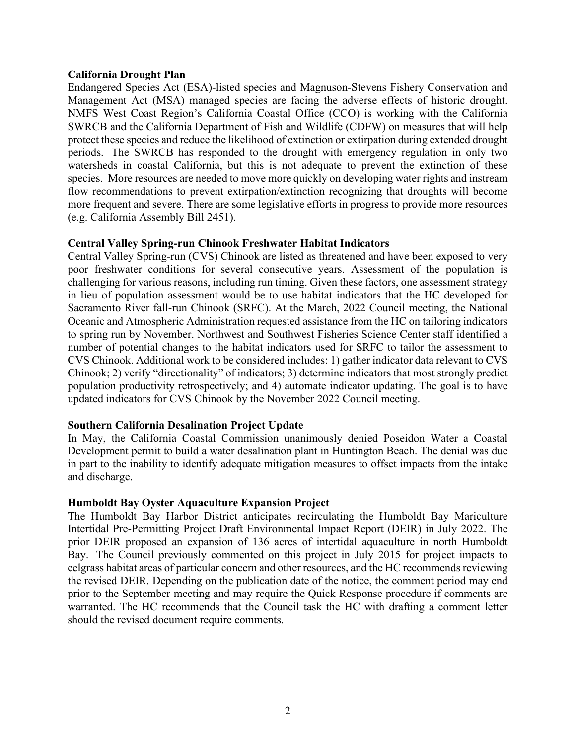**California Drought Plan**

Endangered Species Act (ESA)-listed species and Magnuson-Stevens Fishery Conservation and Management Act (MSA) managed species are facing the adverse effects of historic drought. NMFS West Coast Region's California Coastal Office (CCO) is working with the California SWRCB and the California Department of Fish and Wildlife (CDFW) on measures that will help protect these species and reduce the likelihood of extinction or extirpation during extended drought periods. The SWRCB has responded to the drought with emergency regulation in only two watersheds in coastal California, but this is not adequate to prevent the extinction of these species. More resources are needed to move more quickly on developing water rights and instream flow recommendations to prevent extirpation/extinction recognizing that droughts will become more frequent and severe. There are some legislative efforts in progress to provide more resources (e.g. California Assembly Bill 2451).

**Central Valley Spring-run Chinook Freshwater Habitat Indicators**

Central Valley Spring-run (CVS) Chinook are listed as threatened and have been exposed to very poor freshwater conditions for several consecutive years. Assessment of the population is challenging for various reasons, including run timing. Given these factors, one assessment strategy in lieu of population assessment would be to use habitat indicators that the HC developed for Sacramento River fall-run Chinook (SRFC). At the March, 2022 Council meeting, the National Oceanic and Atmospheric Administration requested assistance from the HC on tailoring indicators to spring run by November. Northwest and Southwest Fisheries Science Center staff identified a number of potential changes to the habitat indicators used for SRFC to tailor the assessment to CVS Chinook. Additional work to be considered includes: 1) gather indicator data relevant to CVS Chinook; 2) verify "directionality" of indicators; 3) determine indicators that most strongly predict population productivity retrospectively; and 4) automate indicator updating. The goal is to have updated indicators for CVS Chinook by the November 2022 Council meeting.

**Southern California Desalination Project Update**

In May, the California Coastal Commission unanimously denied Poseidon Water a Coastal Development permit to build a water desalination plant in Huntington Beach. The denial was due in part to the inability to identify adequate mitigation measures to offset impacts from the intake and discharge.

**Humboldt Bay Oyster Aquaculture Expansion Project**

The Humboldt Bay Harbor District anticipates recirculating the Humboldt Bay Mariculture Intertidal Pre-Permitting Project Draft Environmental Impact Report (DEIR) in July 2022. The prior DEIR proposed an expansion of 136 acres of intertidal aquaculture in north Humboldt Bay. The Council previously commented on this project in July 2015 for project impacts to eelgrass habitat areas of particular concern and other resources, and the HC recommends reviewing the revised DEIR. Depending on the publication date of the notice, the comment period may end prior to the September meeting and may require the Quick Response procedure if comments are warranted. The HC recommends that the Council task the HC with drafting a comment letter should the revised document require comments.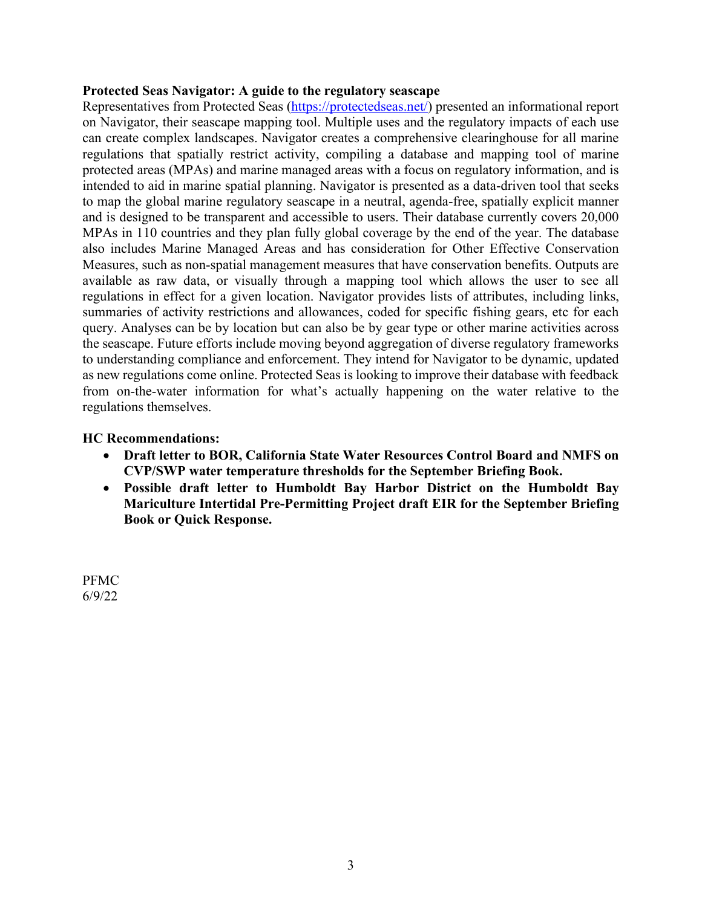**Protected Seas Navigator: A guide to the regulatory seascape**

Representatives from Protected Seas (https://protectedseas.net/) presented an informational report on Navigator, their seascape mapping tool. Multiple uses and the regulatory impacts of each use can create complex landscapes. Navigator creates a comprehensive clearinghouse for all marine regulations that spatially restrict activity, compiling a database and mapping tool of marine protected areas (MPAs) and marine managed areas with a focus on regulatory information, and is intended to aid in marine spatial planning. Navigator is presented as a data-driven tool that seeks to map the global marine regulatory seascape in a neutral, agenda-free, spatially explicit manner and is designed to be transparent and accessible to users. Their database currently covers 20,000 MPAs in 110 countries and they plan fully global coverage by the end of the year. The database also includes Marine Managed Areas and has consideration for Other Effective Conservation Measures, such as non-spatial management measures that have conservation benefits. Outputs are available as raw data, or visually through a mapping tool which allows the user to see all regulations in effect for a given location. Navigator provides lists of attributes, including links, summaries of activity restrictions and allowances, coded for specific fishing gears, etc for each query. Analyses can be by location but can also be by gear type or other marine activities across the seascape. Future efforts include moving beyond aggregation of diverse regulatory frameworks to understanding compliance and enforcement. They intend for Navigator to be dynamic, updated as new regulations come online. Protected Seas is looking to improve their database with feedback from on-the-water information for what's actually happening on the water relative to the regulations themselves.

**HC Recommendations:**

- **Draft letter to BOR, California State Water Resources Control Board and NMFS on CVP/SWP water temperature thresholds for the September Briefing Book.**
- **Possible draft letter to Humboldt Bay Harbor District on the Humboldt Bay Mariculture Intertidal Pre-Permitting Project draft EIR for the September Briefing Book or Quick Response.**

PFMC
6/9/22